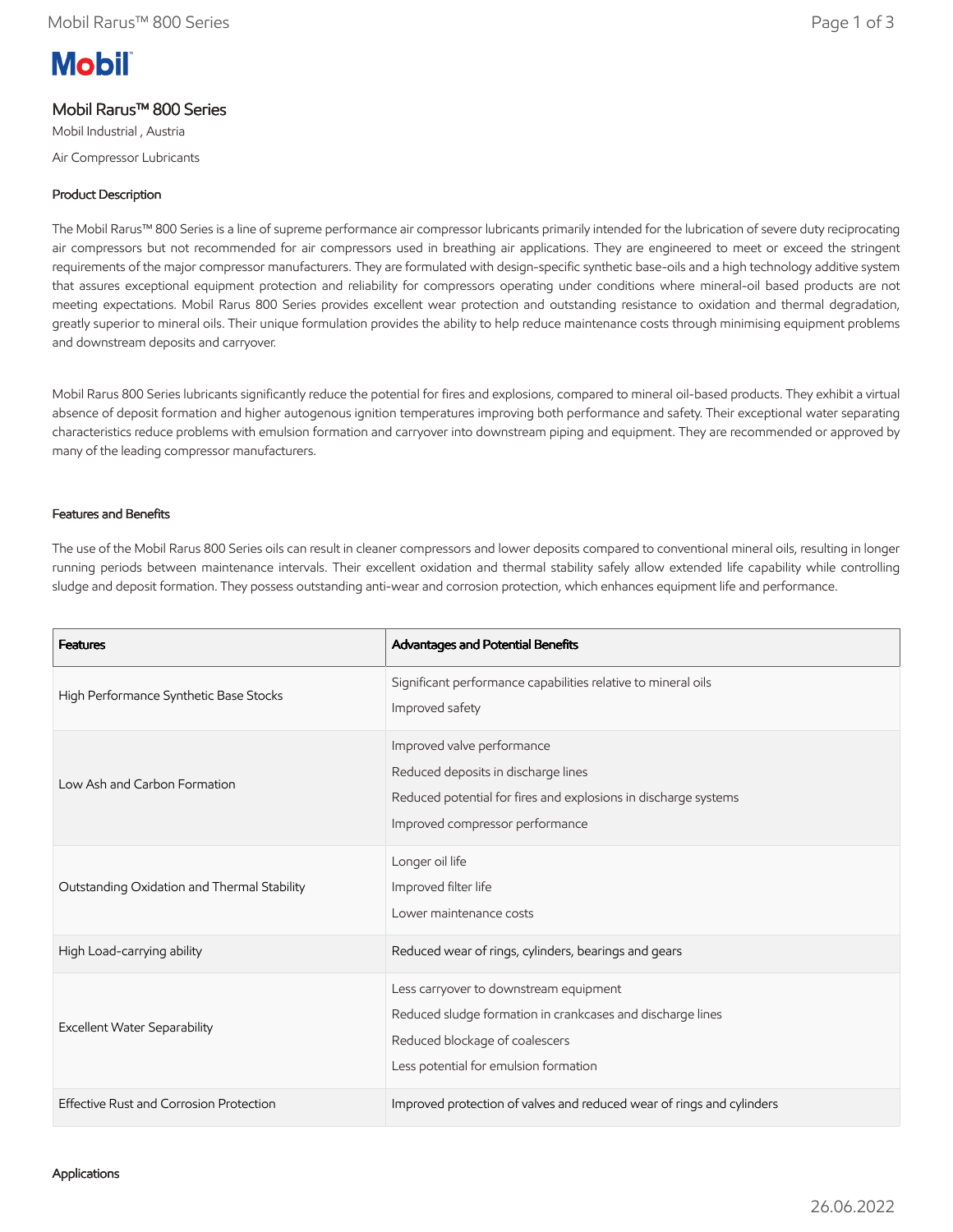# Mobil Rarus™ 800 Series

Mobil Industrial , Austria

Air Compressor Lubricants

## Product Description

The Mobil Rarus™ 800 Series is a line of supreme performance air compressor lubricants primarily intended for the lubrication of severe duty reciprocating air compressors but not recommended for air compressors used in breathing air applications. They are engineered to meet or exceed the stringent requirements of the major compressor manufacturers. They are formulated with design-specific synthetic base-oils and a high technology additive system that assures exceptional equipment protection and reliability for compressors operating under conditions where mineral-oil based products are not meeting expectations. Mobil Rarus 800 Series provides excellent wear protection and outstanding resistance to oxidation and thermal degradation, greatly superior to mineral oils. Their unique formulation provides the ability to help reduce maintenance costs through minimising equipment problems and downstream deposits and carryover.

Mobil Rarus 800 Series lubricants significantly reduce the potential for fires and explosions, compared to mineral oil-based products. They exhibit a virtual absence of deposit formation and higher autogenous ignition temperatures improving both performance and safety. Their exceptional water separating characteristics reduce problems with emulsion formation and carryover into downstream piping and equipment. They are recommended or approved by many of the leading compressor manufacturers.

## Features and Benefits

The use of the Mobil Rarus 800 Series oils can result in cleaner compressors and lower deposits compared to conventional mineral oils, resulting in longer running periods between maintenance intervals. Their excellent oxidation and thermal stability safely allow extended life capability while controlling sludge and deposit formation. They possess outstanding anti-wear and corrosion protection, which enhances equipment life and performance.

| Features | Advantages and Potential Benefits |
| --- | --- |
| High Performance Synthetic Base Stocks | Significant performance capabilities relative to mineral oils<br>Improved safety |
| Low Ash and Carbon Formation | Improved valve performance<br>Reduced deposits in discharge lines<br>Reduced potential for fires and explosions in discharge systems<br>Improved compressor performance |
| Outstanding Oxidation and Thermal Stability | Longer oil life<br>Improved filter life<br>Lower maintenance costs |
| High Load-carrying ability | Reduced wear of rings, cylinders, bearings and gears |
| Excellent Water Separability | Less carryover to downstream equipment<br>Reduced sludge formation in crankcases and discharge lines<br>Reduced blockage of coalescers<br>Less potential for emulsion formation |
| Effective Rust and Corrosion Protection | Improved protection of valves and reduced wear of rings and cylinders |

## Applications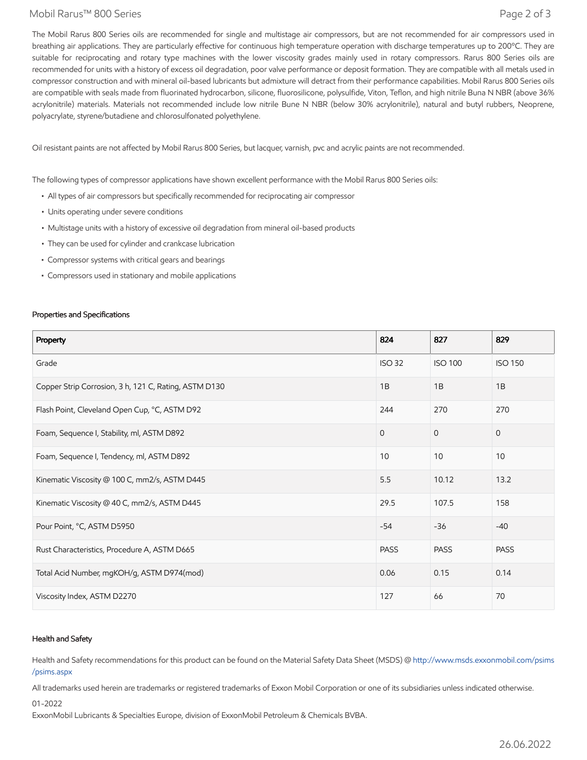The Mobil Rarus 800 Series oils are recommended for single and multistage air compressors, but are not recommended for air compressors used in breathing air applications. They are particularly effective for continuous high temperature operation with discharge temperatures up to 200°C. They are suitable for reciprocating and rotary type machines with the lower viscosity grades mainly used in rotary compressors. Rarus 800 Series oils are recommended for units with a history of excess oil degradation, poor valve performance or deposit formation. They are compatible with all metals used in compressor construction and with mineral oil-based lubricants but admixture will detract from their performance capabilities. Mobil Rarus 800 Series oils are compatible with seals made from fluorinated hydrocarbon, silicone, fluorosilicone, polysulfide, Viton, Teflon, and high nitrile Buna N NBR (above 36% acrylonitrile) materials. Materials not recommended include low nitrile Bune N NBR (below 30% acrylonitrile), natural and butyl rubbers, Neoprene, polyacrylate, styrene/butadiene and chlorosulfonated polyethylene.

Oil resistant paints are not affected by Mobil Rarus 800 Series, but lacquer, varnish, pvc and acrylic paints are not recommended.

The following types of compressor applications have shown excellent performance with the Mobil Rarus 800 Series oils:

- All types of air compressors but specifically recommended for reciprocating air compressor
- Units operating under severe conditions
- Multistage units with a history of excessive oil degradation from mineral oil-based products
- They can be used for cylinder and crankcase lubrication
- Compressor systems with critical gears and bearings
- Compressors used in stationary and mobile applications

### Properties and Specifications

| Property | 824 | 827 | 829 |
|---|---|---|---|
| Grade | ISO 32 | ISO 100 | ISO 150 |
| Copper Strip Corrosion, 3 h, 121 C, Rating, ASTM D130 | 1B | 1B | 1B |
| Flash Point, Cleveland Open Cup, °C, ASTM D92 | 244 | 270 | 270 |
| Foam, Sequence I, Stability, ml, ASTM D892 | 0 | 0 | 0 |
| Foam, Sequence I, Tendency, ml, ASTM D892 | 10 | 10 | 10 |
| Kinematic Viscosity @ 100 C, mm2/s, ASTM D445 | 5.5 | 10.12 | 13.2 |
| Kinematic Viscosity @ 40 C, mm2/s, ASTM D445 | 29.5 | 107.5 | 158 |
| Pour Point, °C, ASTM D5950 | -54 | -36 | -40 |
| Rust Characteristics, Procedure A, ASTM D665 | PASS | PASS | PASS |
| Total Acid Number, mgKOH/g, ASTM D974(mod) | 0.06 | 0.15 | 0.14 |
| Viscosity Index, ASTM D2270 | 127 | 66 | 70 |

### Health and Safety

Health and Safety recommendations for this product can be found on the Material Safety Data Sheet (MSDS) @ http://www.msds.exxonmobil.com/psims/psims.aspx

All trademarks used herein are trademarks or registered trademarks of Exxon Mobil Corporation or one of its subsidiaries unless indicated otherwise.

01-2022

ExxonMobil Lubricants & Specialties Europe, division of ExxonMobil Petroleum & Chemicals BVBA.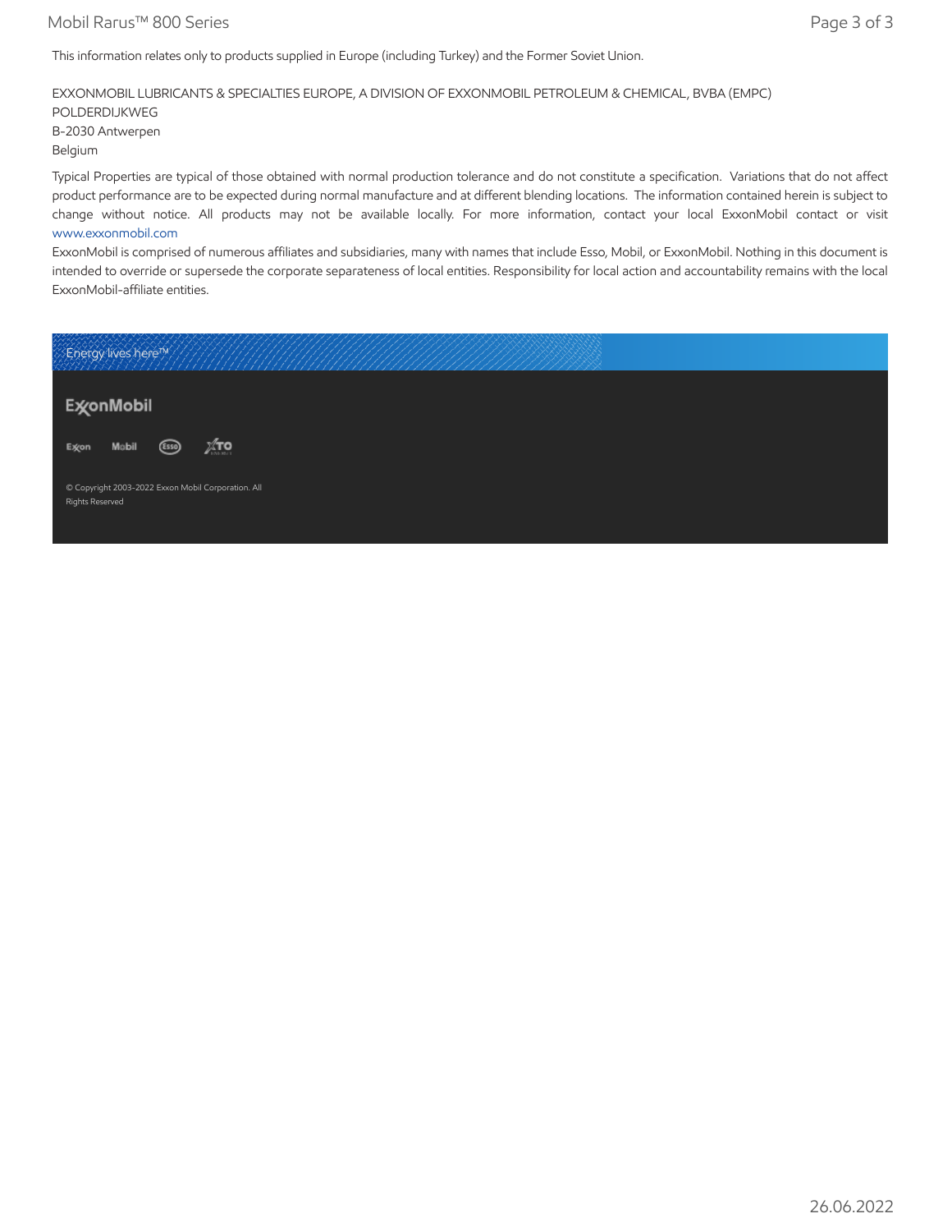This information relates only to products supplied in Europe (including Turkey) and the Former Soviet Union.

EXXONMOBIL LUBRICANTS & SPECIALTIES EUROPE, A DIVISION OF EXXONMOBIL PETROLEUM & CHEMICAL, BVBA (EMPC)
POLDERDIJKWEG
B-2030 Antwerpen
Belgium

Typical Properties are typical of those obtained with normal production tolerance and do not constitute a specification. Variations that do not affect product performance are to be expected during normal manufacture and at different blending locations. The information contained herein is subject to change without notice. All products may not be available locally. For more information, contact your local ExxonMobil contact or visit www.exxonmobil.com

ExxonMobil is comprised of numerous affiliates and subsidiaries, many with names that include Esso, Mobil, or ExxonMobil. Nothing in this document is intended to override or supersede the corporate separateness of local entities. Responsibility for local action and accountability remains with the local ExxonMobil-affiliate entities.

Energy lives here™

ExxonMobil

Exxon Mobil Esso XTO

© Copyright 2003-2022 Exxon Mobil Corporation. All Rights Reserved